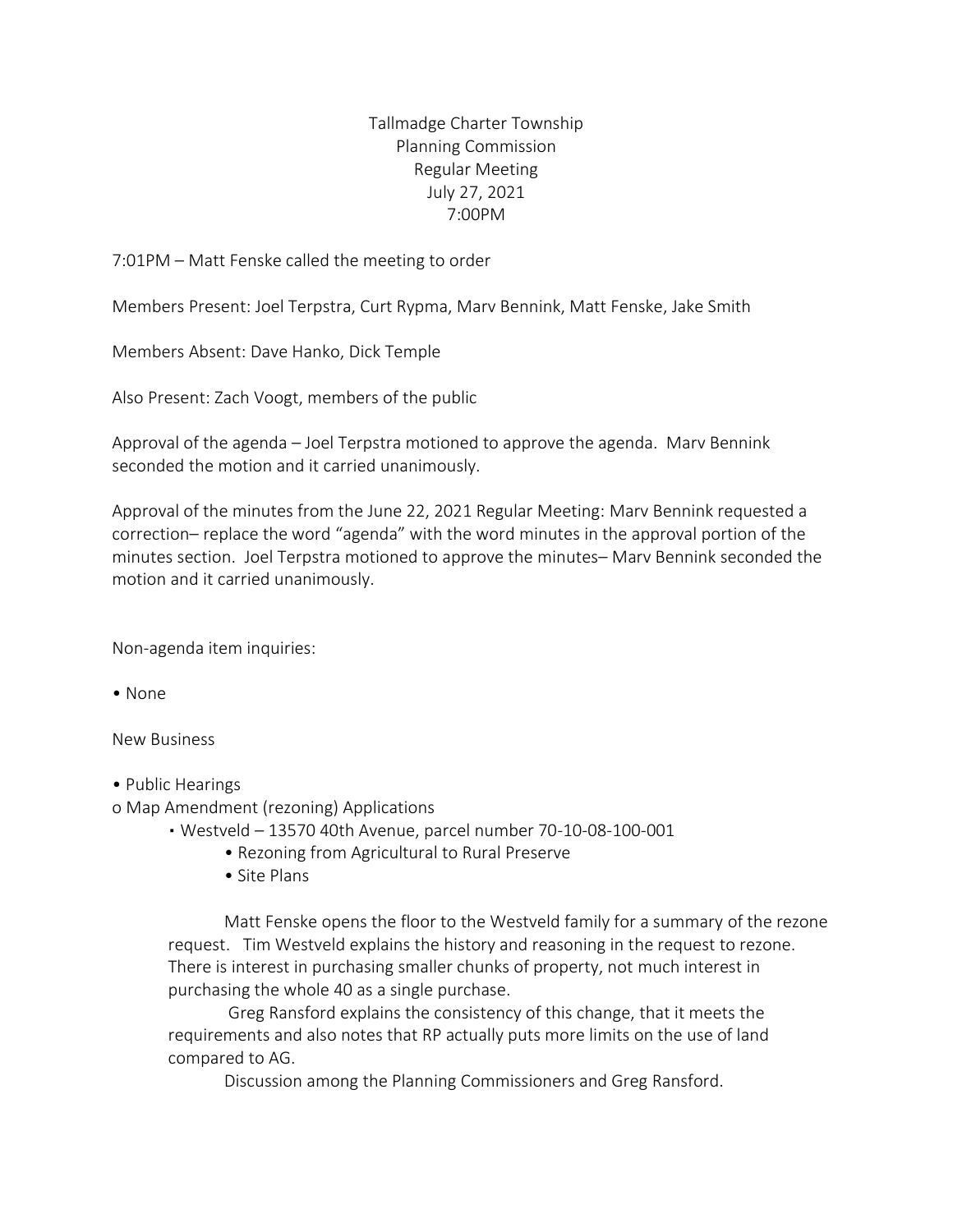Tallmadge Charter Township
Planning Commission
Regular Meeting
July 27, 2021
7:00PM

7:01PM – Matt Fenske called the meeting to order

Members Present: Joel Terpstra, Curt Rypma, Marv Bennink, Matt Fenske, Jake Smith

Members Absent: Dave Hanko, Dick Temple

Also Present: Zach Voogt, members of the public

Approval of the agenda – Joel Terpstra motioned to approve the agenda. Marv Bennink seconded the motion and it carried unanimously.

Approval of the minutes from the June 22, 2021 Regular Meeting: Marv Bennink requested a correction– replace the word "agenda" with the word minutes in the approval portion of the minutes section. Joel Terpstra motioned to approve the minutes– Marv Bennink seconded the motion and it carried unanimously.

Non-agenda item inquiries:

- None

New Business

- Public Hearings
  - Map Amendment (rezoning) Applications
    - Westveld – 13570 40th Avenue, parcel number 70-10-08-100-001
      - Rezoning from Agricultural to Rural Preserve
      - Site Plans

Matt Fenske opens the floor to the Westveld family for a summary of the rezone request. Tim Westveld explains the history and reasoning in the request to rezone. There is interest in purchasing smaller chunks of property, not much interest in purchasing the whole 40 as a single purchase.

Greg Ransford explains the consistency of this change, that it meets the requirements and also notes that RP actually puts more limits on the use of land compared to AG.

Discussion among the Planning Commissioners and Greg Ransford.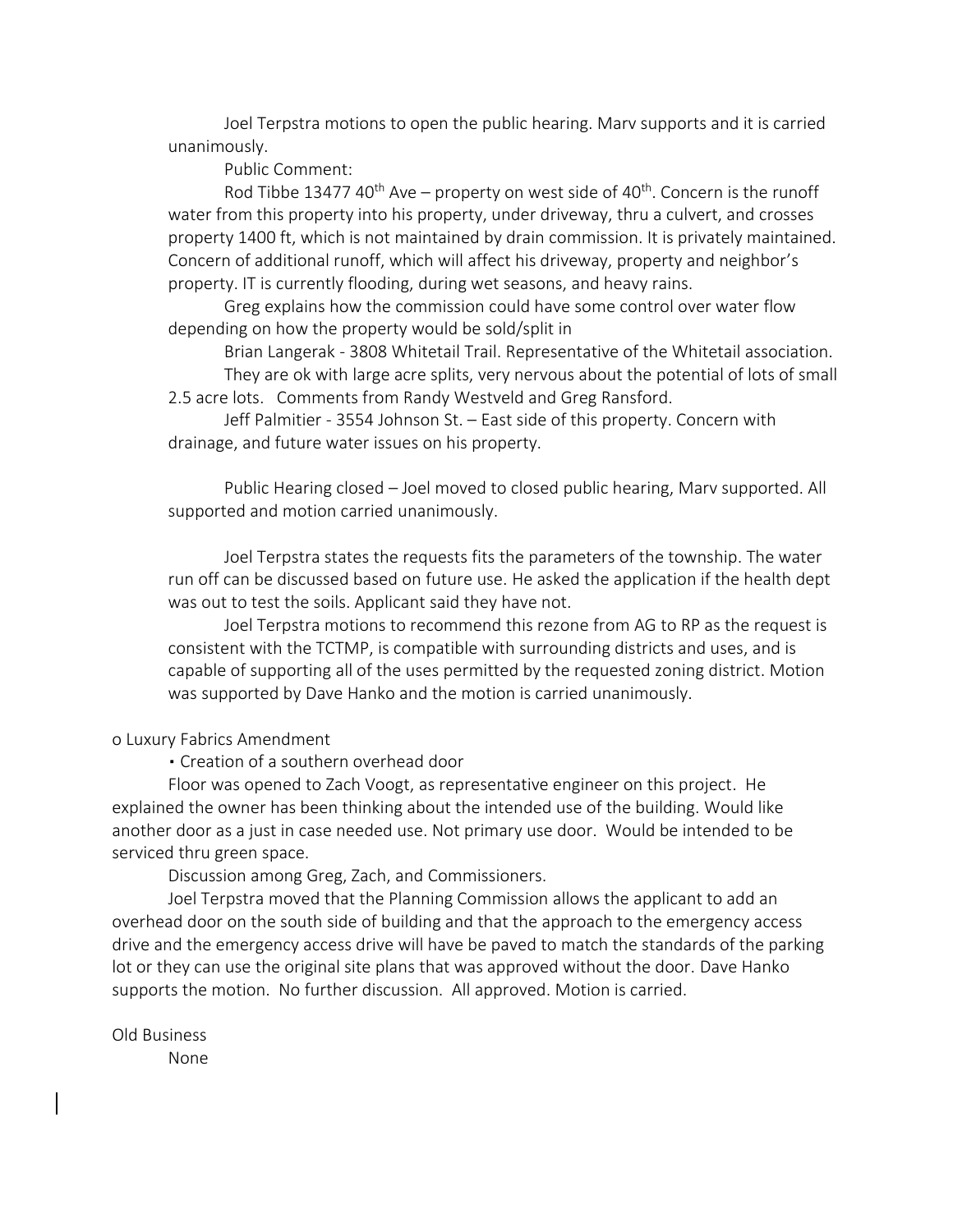Joel Terpstra motions to open the public hearing. Marv supports and it is carried unanimously.

Public Comment:

Rod Tibbe 13477 40th Ave – property on west side of 40th. Concern is the runoff water from this property into his property, under driveway, thru a culvert, and crosses property 1400 ft, which is not maintained by drain commission. It is privately maintained. Concern of additional runoff, which will affect his driveway, property and neighbor's property. IT is currently flooding, during wet seasons, and heavy rains.

Greg explains how the commission could have some control over water flow depending on how the property would be sold/split in

Brian Langerak - 3808 Whitetail Trail. Representative of the Whitetail association.

They are ok with large acre splits, very nervous about the potential of lots of small 2.5 acre lots. Comments from Randy Westveld and Greg Ransford.

Jeff Palmitier - 3554 Johnson St. – East side of this property. Concern with drainage, and future water issues on his property.

Public Hearing closed – Joel moved to closed public hearing, Marv supported. All supported and motion carried unanimously.

Joel Terpstra states the requests fits the parameters of the township. The water run off can be discussed based on future use. He asked the application if the health dept was out to test the soils. Applicant said they have not.

Joel Terpstra motions to recommend this rezone from AG to RP as the request is consistent with the TCTMP, is compatible with surrounding districts and uses, and is capable of supporting all of the uses permitted by the requested zoning district. Motion was supported by Dave Hanko and the motion is carried unanimously.

o Luxury Fabrics Amendment

- Creation of a southern overhead door

Floor was opened to Zach Voogt, as representative engineer on this project. He explained the owner has been thinking about the intended use of the building. Would like another door as a just in case needed use. Not primary use door. Would be intended to be serviced thru green space.

Discussion among Greg, Zach, and Commissioners.

Joel Terpstra moved that the Planning Commission allows the applicant to add an overhead door on the south side of building and that the approach to the emergency access drive and the emergency access drive will have be paved to match the standards of the parking lot or they can use the original site plans that was approved without the door. Dave Hanko supports the motion. No further discussion. All approved. Motion is carried.

Old Business

None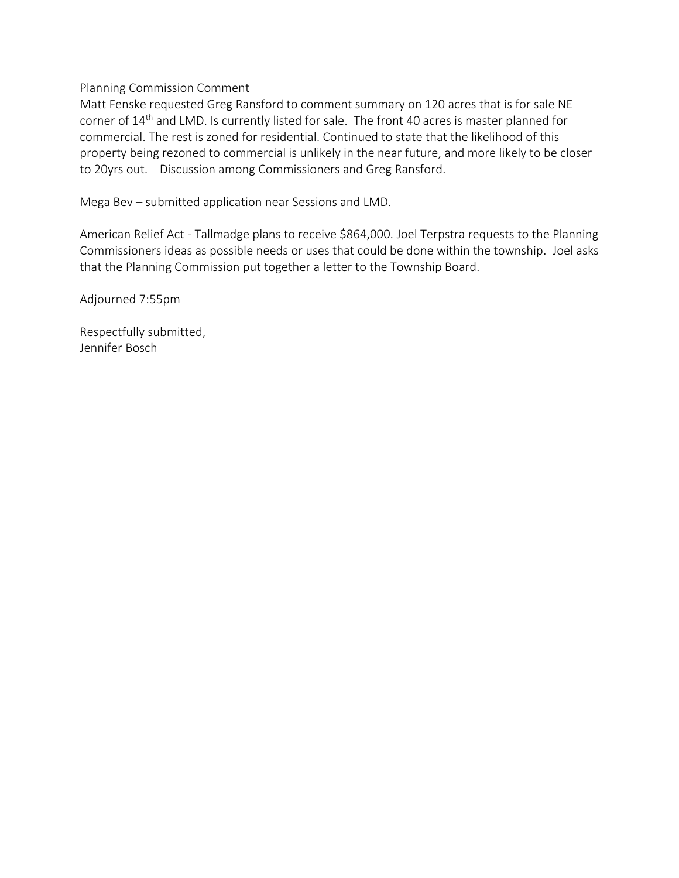Planning Commission Comment

Matt Fenske requested Greg Ransford to comment summary on 120 acres that is for sale NE corner of 14th and LMD. Is currently listed for sale. The front 40 acres is master planned for commercial. The rest is zoned for residential. Continued to state that the likelihood of this property being rezoned to commercial is unlikely in the near future, and more likely to be closer to 20yrs out. Discussion among Commissioners and Greg Ransford.

Mega Bev – submitted application near Sessions and LMD.

American Relief Act - Tallmadge plans to receive $864,000. Joel Terpstra requests to the Planning Commissioners ideas as possible needs or uses that could be done within the township. Joel asks that the Planning Commission put together a letter to the Township Board.

Adjourned 7:55pm

Respectfully submitted,
Jennifer Bosch